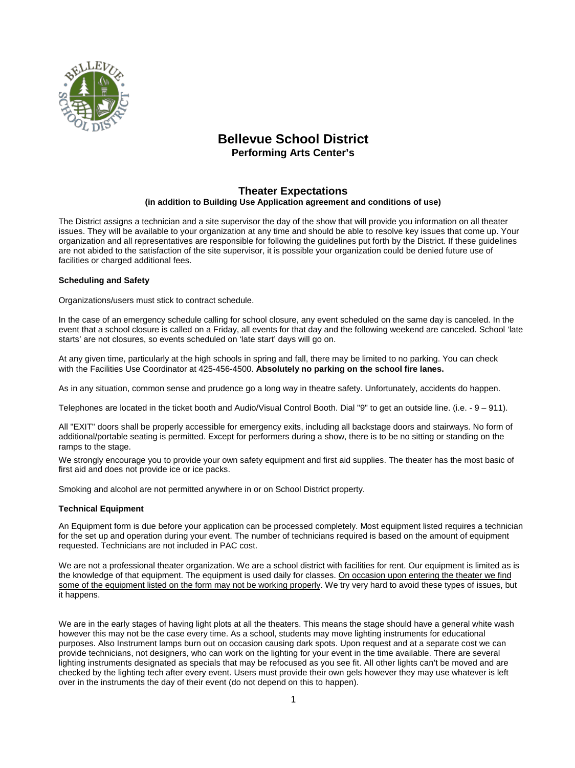# Bellevue School District

## Performing Arts Center's

## Theater Expectations

**(in addition to Building Use Application agreement and conditions of use)**

The District assigns a technician and a site supervisor the day of the show that will provide you information on all theater issues. They will be available to your organization at any time and should be able to resolve key issues that come up. Your organization and all representatives are responsible for following the guidelines put forth by the District. If these guidelines are not abided to the satisfaction of the site supervisor, it is possible your organization could be denied future use of facilities or charged additional fees.

**Scheduling and Safety**

Organizations/users must stick to contract schedule.

In the case of an emergency schedule calling for school closure, any event scheduled on the same day is canceled. In the event that a school closure is called on a Friday, all events for that day and the following weekend are canceled. School 'late starts' are not closures, so events scheduled on 'late start' days will go on.

At any given time, particularly at the high schools in spring and fall, there may be limited to no parking. You can check with the Facilities Use Coordinator at 425-456-4500. **Absolutely no parking on the school fire lanes.**

As in any situation, common sense and prudence go a long way in theatre safety. Unfortunately, accidents do happen.

Telephones are located in the ticket booth and Audio/Visual Control Booth. Dial "9" to get an outside line. (i.e. - 9 – 911).

All "EXIT" doors shall be properly accessible for emergency exits, including all backstage doors and stairways. No form of additional/portable seating is permitted. Except for performers during a show, there is to be no sitting or standing on the ramps to the stage.

We strongly encourage you to provide your own safety equipment and first aid supplies. The theater has the most basic of first aid and does not provide ice or ice packs.

Smoking and alcohol are not permitted anywhere in or on School District property.

**Technical Equipment**

An Equipment form is due before your application can be processed completely. Most equipment listed requires a technician for the set up and operation during your event. The number of technicians required is based on the amount of equipment requested. Technicians are not included in PAC cost.

We are not a professional theater organization. We are a school district with facilities for rent. Our equipment is limited as is the knowledge of that equipment. The equipment is used daily for classes. <u>On occasion upon entering the theater we find some of the equipment listed on the form may not be working properly</u>. We try very hard to avoid these types of issues, but it happens.

We are in the early stages of having light plots at all the theaters. This means the stage should have a general white wash however this may not be the case every time. As a school, students may move lighting instruments for educational purposes. Also Instrument lamps burn out on occasion causing dark spots. Upon request and at a separate cost we can provide technicians, not designers, who can work on the lighting for your event in the time available. There are several lighting instruments designated as specials that may be refocused as you see fit. All other lights can't be moved and are checked by the lighting tech after every event. Users must provide their own gels however they may use whatever is left over in the instruments the day of their event (do not depend on this to happen).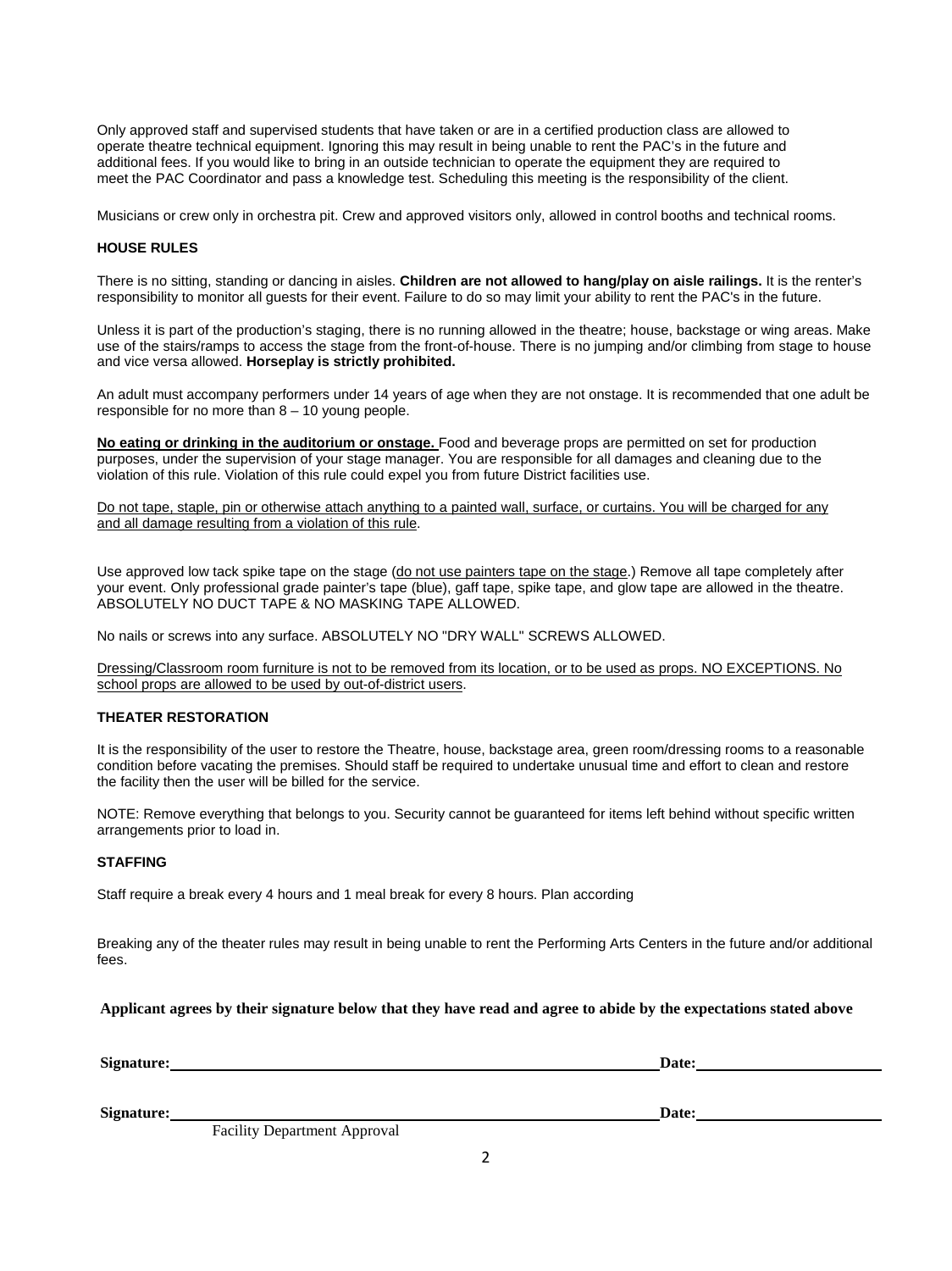Only approved staff and supervised students that have taken or are in a certified production class are allowed to operate theatre technical equipment. Ignoring this may result in being unable to rent the PAC's in the future and additional fees. If you would like to bring in an outside technician to operate the equipment they are required to meet the PAC Coordinator and pass a knowledge test. Scheduling this meeting is the responsibility of the client.

Musicians or crew only in orchestra pit. Crew and approved visitors only, allowed in control booths and technical rooms.

**HOUSE RULES**

There is no sitting, standing or dancing in aisles. **Children are not allowed to hang/play on aisle railings.** It is the renter's responsibility to monitor all guests for their event. Failure to do so may limit your ability to rent the PAC's in the future.

Unless it is part of the production's staging, there is no running allowed in the theatre; house, backstage or wing areas. Make use of the stairs/ramps to access the stage from the front-of-house. There is no jumping and/or climbing from stage to house and vice versa allowed. **Horseplay is strictly prohibited.**

An adult must accompany performers under 14 years of age when they are not onstage. It is recommended that one adult be responsible for no more than 8 – 10 young people.

**No eating or drinking in the auditorium or onstage.** Food and beverage props are permitted on set for production purposes, under the supervision of your stage manager. You are responsible for all damages and cleaning due to the violation of this rule. Violation of this rule could expel you from future District facilities use.

Do not tape, staple, pin or otherwise attach anything to a painted wall, surface, or curtains. You will be charged for any and all damage resulting from a violation of this rule.

Use approved low tack spike tape on the stage (do not use painters tape on the stage.) Remove all tape completely after your event. Only professional grade painter's tape (blue), gaff tape, spike tape, and glow tape are allowed in the theatre. ABSOLUTELY NO DUCT TAPE & NO MASKING TAPE ALLOWED.

No nails or screws into any surface. ABSOLUTELY NO "DRY WALL" SCREWS ALLOWED.

Dressing/Classroom room furniture is not to be removed from its location, or to be used as props. NO EXCEPTIONS. No school props are allowed to be used by out-of-district users.

**THEATER RESTORATION**

It is the responsibility of the user to restore the Theatre, house, backstage area, green room/dressing rooms to a reasonable condition before vacating the premises. Should staff be required to undertake unusual time and effort to clean and restore the facility then the user will be billed for the service.

NOTE: Remove everything that belongs to you. Security cannot be guaranteed for items left behind without specific written arrangements prior to load in.

**STAFFING**

Staff require a break every 4 hours and 1 meal break for every 8 hours. Plan according

Breaking any of the theater rules may result in being unable to rent the Performing Arts Centers in the future and/or additional fees.

**Applicant agrees by their signature below that they have read and agree to abide by the expectations stated above**

**Signature:**\_\_\_\_\_\_\_\_\_\_\_\_\_\_\_\_\_\_\_\_\_\_\_\_\_\_\_\_\_\_\_\_\_\_\_\_\_\_\_\_ **Date:**\_\_\_\_\_\_\_\_\_\_\_\_\_\_\_\_

**Signature:**\_\_\_\_\_\_\_\_\_\_\_\_\_\_\_\_\_\_\_\_\_\_\_\_\_\_\_\_\_\_\_\_\_\_\_\_\_\_\_\_ **Date:**\_\_\_\_\_\_\_\_\_\_\_\_\_\_\_\_

Facility Department Approval